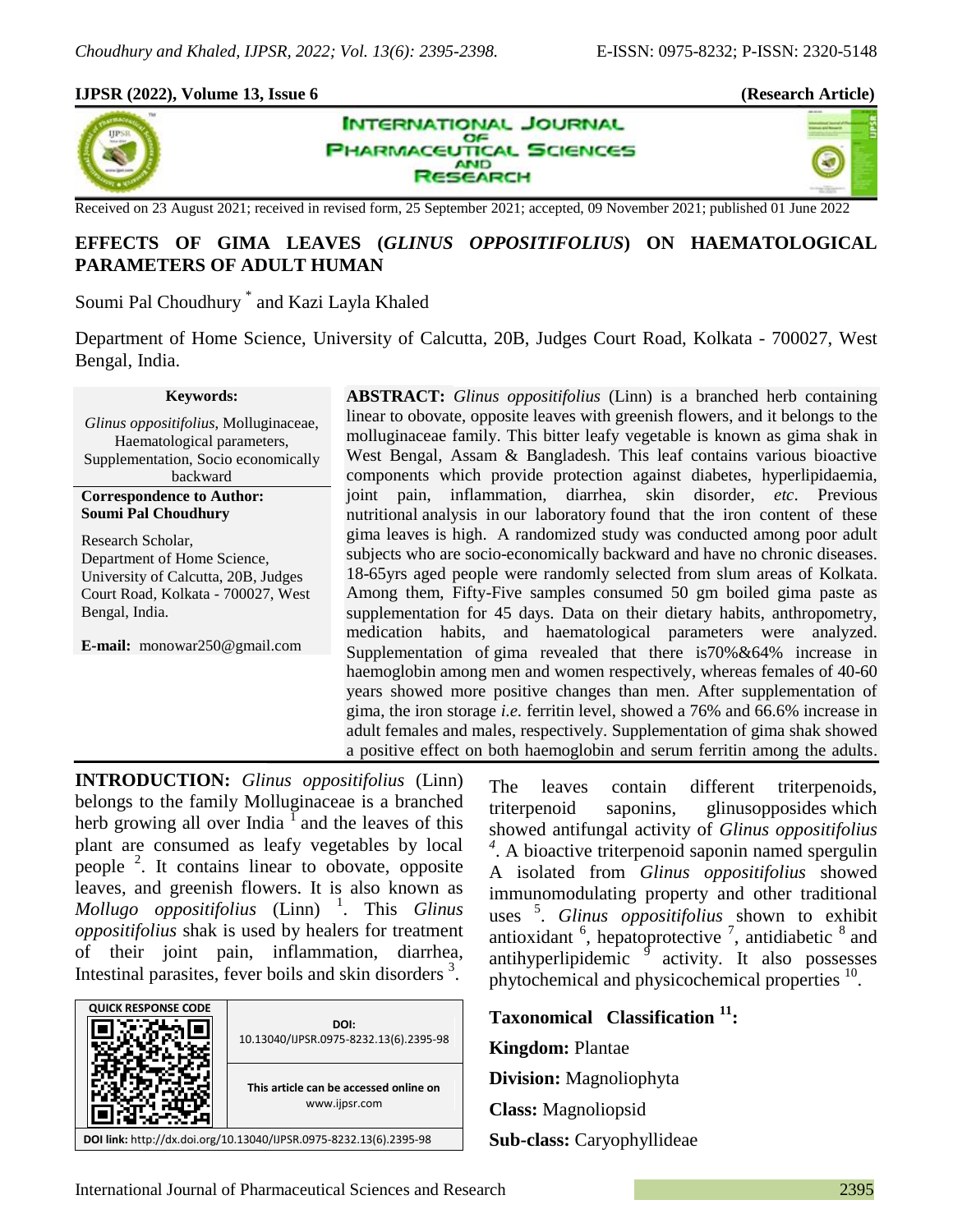Received on 23 August 2021; received in revised form, 25 September 2021; accepted, 09 November 2021; published 01 June 2022

# EFFECTS OF GIMA LEAVES (*GLINUS OPPOSITIFOLIUS*) ON HAEMATOLOGICAL PARAMETERS OF ADULT HUMAN

Soumi Pal Choudhury * and Kazi Layla Khaled

Department of Home Science, University of Calcutta, 20B, Judges Court Road, Kolkata - 700027, West Bengal, India.

**Keywords:**

*Glinus oppositifolius*, Molluginaceae, Haematological parameters, Supplementation, Socio economically backward

**Correspondence to Author:**
**Soumi Pal Choudhury**

Research Scholar,
Department of Home Science,
University of Calcutta, 20B, Judges Court Road, Kolkata - 700027, West Bengal, India.

**E-mail:** monowar250@gmail.com

**ABSTRACT:** *Glinus oppositifolius* (Linn) is a branched herb containing linear to obovate, opposite leaves with greenish flowers, and it belongs to the molluginaceae family. This bitter leafy vegetable is known as gima shak in West Bengal, Assam & Bangladesh. This leaf contains various bioactive components which provide protection against diabetes, hyperlipidaemia, joint pain, inflammation, diarrhea, skin disorder, *etc*. Previous nutritional analysis in our laboratory found that the iron content of these gima leaves is high. A randomized study was conducted among poor adult subjects who are socio-economically backward and have no chronic diseases. 18-65yrs aged people were randomly selected from slum areas of Kolkata. Among them, Fifty-Five samples consumed 50 gm boiled gima paste as supplementation for 45 days. Data on their dietary habits, anthropometry, medication habits, and haematological parameters were analyzed. Supplementation of gima revealed that there is70%&64% increase in haemoglobin among men and women respectively, whereas females of 40-60 years showed more positive changes than men. After supplementation of gima, the iron storage *i.e.* ferritin level, showed a 76% and 66.6% increase in adult females and males, respectively. Supplementation of gima shak showed a positive effect on both haemoglobin and serum ferritin among the adults.

**INTRODUCTION:** *Glinus oppositifolius* (Linn) belongs to the family Molluginaceae is a branched herb growing all over India [1] and the leaves of this plant are consumed as leafy vegetables by local people [2]. It contains linear to obovate, opposite leaves, and greenish flowers. It is also known as *Mollugo oppositifolius* (Linn) [1]. This *Glinus oppositifolius* shak is used by healers for treatment of their joint pain, inflammation, diarrhea, Intestinal parasites, fever boils and skin disorders [3].

| QUICK RESPONSE CODE | DOI: 10.13040/IJPSR.0975-8232.13(6).2395-98 |
|---|---|
| | This article can be accessed online on www.ijpsr.com |

**DOI link:** http://dx.doi.org/10.13040/IJPSR.0975-8232.13(6).2395-98

The leaves contain different triterpenoids, triterpenoid saponins, glinusopposides which showed antifungal activity of *Glinus oppositifolius* [4]. A bioactive triterpenoid saponin named spergulin A isolated from *Glinus oppositifolius* showed immunomodulating property and other traditional uses [5]. *Glinus oppositifolius* shown to exhibit antioxidant [6], hepatoprotective [7], antidiabetic [8] and antihyperlipidemic [9] activity. It also possesses phytochemical and physicochemical properties [10].

**Taxonomical Classification [11]:**

**Kingdom:** Plantae

**Division:** Magnoliophyta

**Class:** Magnoliopsid

**Sub-class:** Caryophyllideae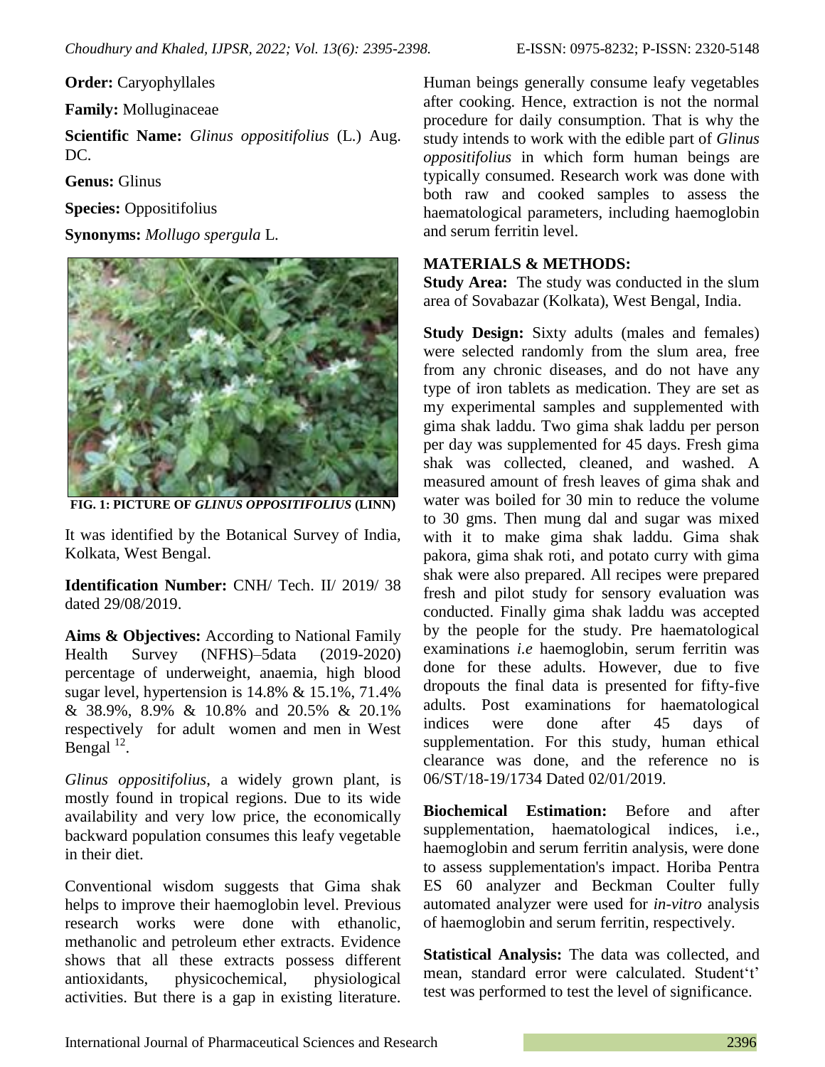**Order:** Caryophyllales

**Family:** Molluginaceae

**Scientific Name:** *Glinus oppositifolius* (L.) Aug. DC.

**Genus:** Glinus

**Species:** Oppositifolius

**Synonyms:** *Mollugo spergula* L.

**FIG. 1: PICTURE OF *GLINUS OPPOSITIFOLIUS* (LINN)**

It was identified by the Botanical Survey of India, Kolkata, West Bengal.

**Identification Number:** CNH/ Tech. II/ 2019/ 38 dated 29/08/2019.

**Aims & Objectives:** According to National Family Health Survey (NFHS)–5data (2019-2020) percentage of underweight, anaemia, high blood sugar level, hypertension is 14.8% & 15.1%, 71.4% & 38.9%, 8.9% & 10.8% and 20.5% & 20.1% respectively for adult women and men in West Bengal [12].

*Glinus oppositifolius*, a widely grown plant, is mostly found in tropical regions. Due to its wide availability and very low price, the economically backward population consumes this leafy vegetable in their diet.

Conventional wisdom suggests that Gima shak helps to improve their haemoglobin level. Previous research works were done with ethanolic, methanolic and petroleum ether extracts. Evidence shows that all these extracts possess different antioxidants, physicochemical, physiological activities. But there is a gap in existing literature. Human beings generally consume leafy vegetables after cooking. Hence, extraction is not the normal procedure for daily consumption. That is why the study intends to work with the edible part of *Glinus oppositifolius* in which form human beings are typically consumed. Research work was done with both raw and cooked samples to assess the haematological parameters, including haemoglobin and serum ferritin level.

## MATERIALS & METHODS:

**Study Area:** The study was conducted in the slum area of Sovabazar (Kolkata), West Bengal, India.

**Study Design:** Sixty adults (males and females) were selected randomly from the slum area, free from any chronic diseases, and do not have any type of iron tablets as medication. They are set as my experimental samples and supplemented with gima shak laddu. Two gima shak laddu per person per day was supplemented for 45 days. Fresh gima shak was collected, cleaned, and washed. A measured amount of fresh leaves of gima shak and water was boiled for 30 min to reduce the volume to 30 gms. Then mung dal and sugar was mixed with it to make gima shak laddu. Gima shak pakora, gima shak roti, and potato curry with gima shak were also prepared. All recipes were prepared fresh and pilot study for sensory evaluation was conducted. Finally gima shak laddu was accepted by the people for the study. Pre haematological examinations *i.e* haemoglobin, serum ferritin was done for these adults. However, due to five dropouts the final data is presented for fifty-five adults. Post examinations for haematological indices were done after 45 days of supplementation. For this study, human ethical clearance was done, and the reference no is 06/ST/18-19/1734 Dated 02/01/2019.

**Biochemical Estimation:** Before and after supplementation, haematological indices, i.e., haemoglobin and serum ferritin analysis, were done to assess supplementation's impact. Horiba Pentra ES 60 analyzer and Beckman Coulter fully automated analyzer were used for *in-vitro* analysis of haemoglobin and serum ferritin, respectively.

**Statistical Analysis:** The data was collected, and mean, standard error were calculated. Student't' test was performed to test the level of significance.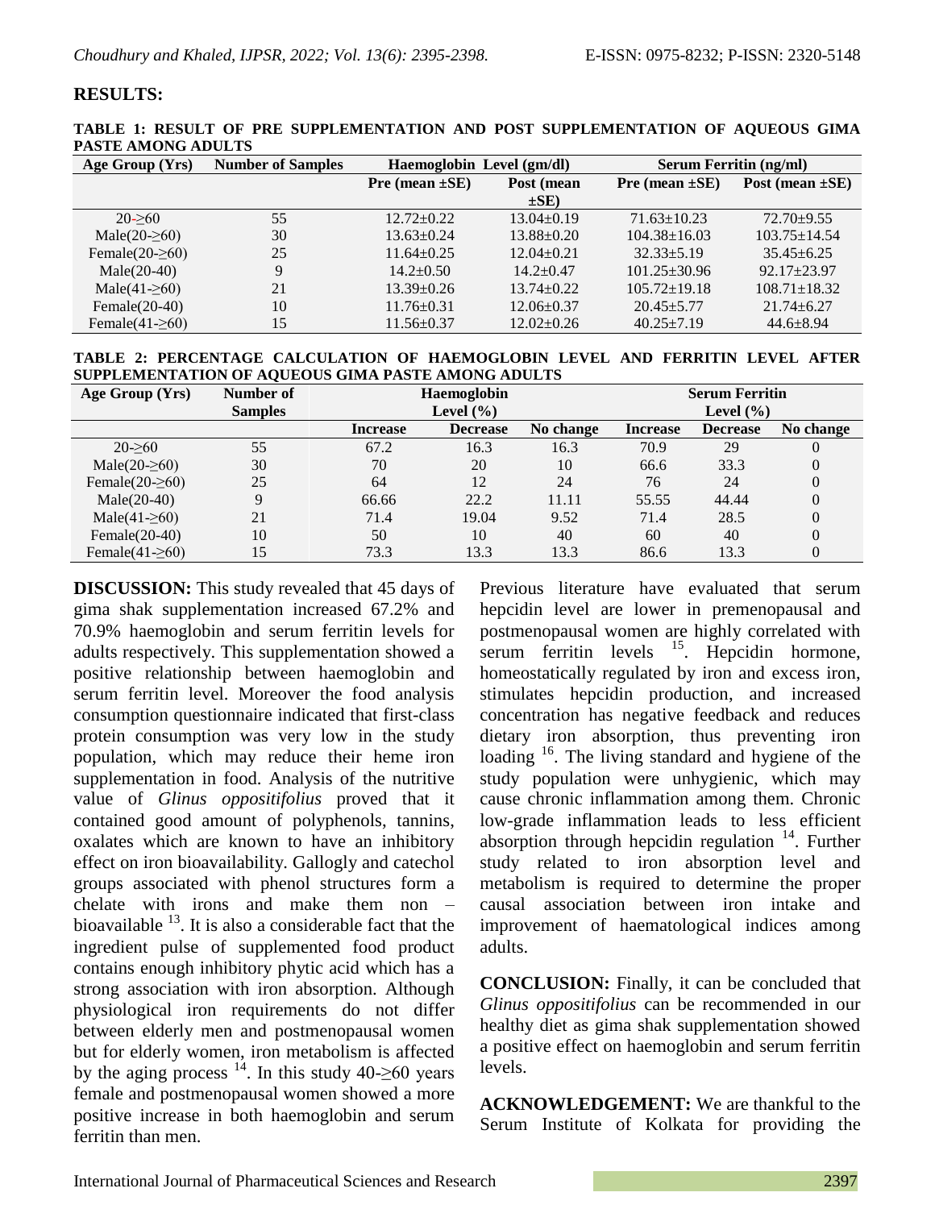## RESULTS:

**TABLE 1: RESULT OF PRE SUPPLEMENTATION AND POST SUPPLEMENTATION OF AQUEOUS GIMA PASTE AMONG ADULTS**

| Age Group (Yrs) | Number of Samples | Haemoglobin Level (gm/dl) | | Serum Ferritin (ng/ml) | |
|---|---|---|---|---|---|
| | | Pre (mean ±SE) | Post (mean ±SE) | Pre (mean ±SE) | Post (mean ±SE) |
| 20-≥60 | 55 | 12.72±0.22 | 13.04±0.19 | 71.63±10.23 | 72.70±9.55 |
| Male(20-≥60) | 30 | 13.63±0.24 | 13.88±0.20 | 104.38±16.03 | 103.75±14.54 |
| Female(20-≥60) | 25 | 11.64±0.25 | 12.04±0.21 | 32.33±5.19 | 35.45±6.25 |
| Male(20-40) | 9 | 14.2±0.50 | 14.2±0.47 | 101.25±30.96 | 92.17±23.97 |
| Male(41-≥60) | 21 | 13.39±0.26 | 13.74±0.22 | 105.72±19.18 | 108.71±18.32 |
| Female(20-40) | 10 | 11.76±0.31 | 12.06±0.37 | 20.45±5.77 | 21.74±6.27 |
| Female(41-≥60) | 15 | 11.56±0.37 | 12.02±0.26 | 40.25±7.19 | 44.6±8.94 |

**TABLE 2: PERCENTAGE CALCULATION OF HAEMOGLOBIN LEVEL AND FERRITIN LEVEL AFTER SUPPLEMENTATION OF AQUEOUS GIMA PASTE AMONG ADULTS**

| Age Group (Yrs) | Number of Samples | Haemoglobin Level (%) | | | Serum Ferritin Level (%) | | |
|---|---|---|---|---|---|---|---|
| | | Increase | Decrease | No change | Increase | Decrease | No change |
| 20-≥60 | 55 | 67.2 | 16.3 | 16.3 | 70.9 | 29 | 0 |
| Male(20-≥60) | 30 | 70 | 20 | 10 | 66.6 | 33.3 | 0 |
| Female(20-≥60) | 25 | 64 | 12 | 24 | 76 | 24 | 0 |
| Male(20-40) | 9 | 66.66 | 22.2 | 11.11 | 55.55 | 44.44 | 0 |
| Male(41-≥60) | 21 | 71.4 | 19.04 | 9.52 | 71.4 | 28.5 | 0 |
| Female(20-40) | 10 | 50 | 10 | 40 | 60 | 40 | 0 |
| Female(41-≥60) | 15 | 73.3 | 13.3 | 13.3 | 86.6 | 13.3 | 0 |

**DISCUSSION:** This study revealed that 45 days of gima shak supplementation increased 67.2% and 70.9% haemoglobin and serum ferritin levels for adults respectively. This supplementation showed a positive relationship between haemoglobin and serum ferritin level. Moreover the food analysis consumption questionnaire indicated that first-class protein consumption was very low in the study population, which may reduce their heme iron supplementation in food. Analysis of the nutritive value of *Glinus oppositifolius* proved that it contained good amount of polyphenols, tannins, oxalates which are known to have an inhibitory effect on iron bioavailability. Gallogly and catechol groups associated with phenol structures form a chelate with irons and make them non – bioavailable [13]. It is also a considerable fact that the ingredient pulse of supplemented food product contains enough inhibitory phytic acid which has a strong association with iron absorption. Although physiological iron requirements do not differ between elderly men and postmenopausal women but for elderly women, iron metabolism is affected by the aging process [14]. In this study 40-≥60 years female and postmenopausal women showed a more positive increase in both haemoglobin and serum ferritin than men.

Previous literature have evaluated that serum hepcidin level are lower in premenopausal and postmenopausal women are highly correlated with serum ferritin levels [15]. Hepcidin hormone, homeostatically regulated by iron and excess iron, stimulates hepcidin production, and increased concentration has negative feedback and reduces dietary iron absorption, thus preventing iron loading [16]. The living standard and hygiene of the study population were unhygienic, which may cause chronic inflammation among them. Chronic low-grade inflammation leads to less efficient absorption through hepcidin regulation [14]. Further study related to iron absorption level and metabolism is required to determine the proper causal association between iron intake and improvement of haematological indices among adults.

**CONCLUSION:** Finally, it can be concluded that *Glinus oppositifolius* can be recommended in our healthy diet as gima shak supplementation showed a positive effect on haemoglobin and serum ferritin levels.

**ACKNOWLEDGEMENT:** We are thankful to the Serum Institute of Kolkata for providing the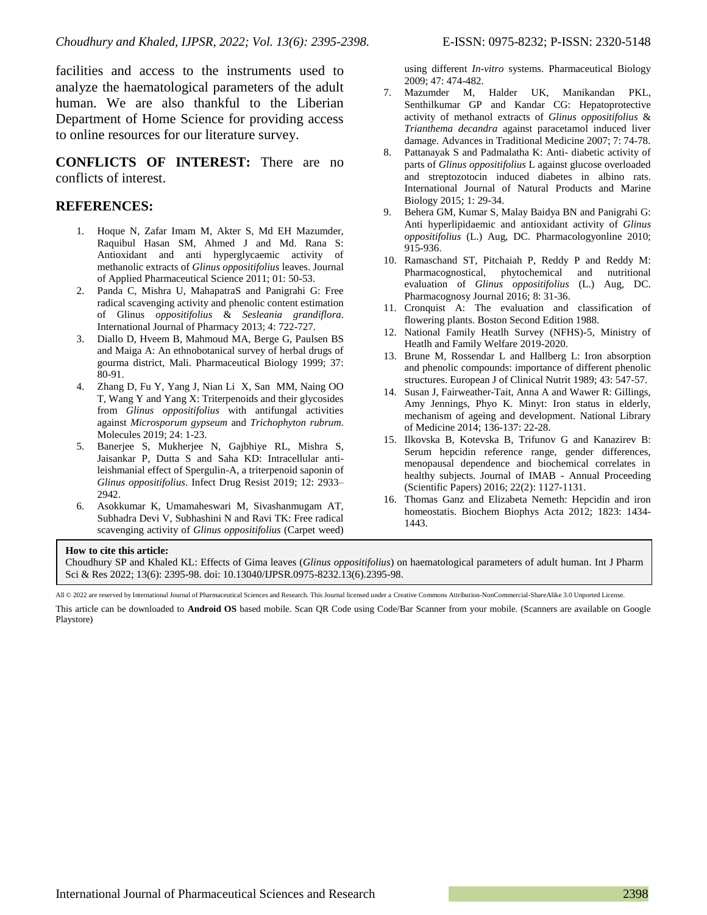facilities and access to the instruments used to analyze the haematological parameters of the adult human. We are also thankful to the Liberian Department of Home Science for providing access to online resources for our literature survey.

**CONFLICTS OF INTEREST:** There are no conflicts of interest.

## REFERENCES:

1. Hoque N, Zafar Imam M, Akter S, Md EH Mazumder, Raquibul Hasan SM, Ahmed J and Md. Rana S: Antioxidant and anti hyperglycaemic activity of methanolic extracts of *Glinus oppositifolius* leaves. Journal of Applied Pharmaceutical Science 2011; 01: 50-53.
2. Panda C, Mishra U, MahapatraS and Panigrahi G: Free radical scavenging activity and phenolic content estimation of Glinus *oppositifolius* & *Sesleania grandiflora*. International Journal of Pharmacy 2013; 4: 722-727.
3. Diallo D, Hveem B, Mahmoud MA, Berge G, Paulsen BS and Maiga A: An ethnobotanical survey of herbal drugs of gourma district, Mali. Pharmaceutical Biology 1999; 37: 80-91.
4. Zhang D, Fu Y, Yang J, Nian Li X, San MM, Naing OO T, Wang Y and Yang X: Triterpenoids and their glycosides from *Glinus oppositifolius* with antifungal activities against *Microsporum gypseum* and *Trichophyton rubrum*. Molecules 2019; 24: 1-23.
5. Banerjee S, Mukherjee N, Gajbhiye RL, Mishra S, Jaisankar P, Dutta S and Saha KD: Intracellular anti-leishmanial effect of Spergulin-A, a triterpenoid saponin of *Glinus oppositifolius*. Infect Drug Resist 2019; 12: 2933–2942.
6. Asokkumar K, Umamaheswari M, Sivashanmugam AT, Subhadra Devi V, Subhashini N and Ravi TK: Free radical scavenging activity of *Glinus oppositifolius* (Carpet weed) using different *In-vitro* systems. Pharmaceutical Biology 2009; 47: 474-482.
7. Mazumder M, Halder UK, Manikandan PKL, Senthilkumar GP and Kandar CG: Hepatoprotective activity of methanol extracts of *Glinus oppositifolius* & *Trianthema decandra* against paracetamol induced liver damage. Advances in Traditional Medicine 2007; 7: 74-78.
8. Pattanayak S and Padmalatha K: Anti- diabetic activity of parts of *Glinus oppositifolius* L against glucose overloaded and streptozotocin induced diabetes in albino rats. International Journal of Natural Products and Marine Biology 2015; 1: 29-34.
9. Behera GM, Kumar S, Malay Baidya BN and Panigrahi G: Anti hyperlipidaemic and antioxidant activity of *Glinus oppositifolius* (L.) Aug, DC. Pharmacologyonline 2010; 915-936.
10. Ramaschand ST, Pitchaiah P, Reddy P and Reddy M: Pharmacognostical, phytochemical and nutritional evaluation of *Glinus oppositifolius* (L.) Aug, DC. Pharmacognosy Journal 2016; 8: 31-36.
11. Cronquist A: The evaluation and classification of flowering plants. Boston Second Edition 1988.
12. National Family Heatlh Survey (NFHS)-5, Ministry of Heatlh and Family Welfare 2019-2020.
13. Brune M, Rossendar L and Hallberg L: Iron absorption and phenolic compounds: importance of different phenolic structures. European J of Clinical Nutrit 1989; 43: 547-57.
14. Susan J, Fairweather-Tait, Anna A and Wawer R: Gillings, Amy Jennings, Phyo K. Minyt: Iron status in elderly, mechanism of ageing and development. National Library of Medicine 2014; 136-137: 22-28.
15. Ilkovska B, Kotevska B, Trifunov G and Kanazirev B: Serum hepcidin reference range, gender differences, menopausal dependence and biochemical correlates in healthy subjects. Journal of IMAB - Annual Proceeding (Scientific Papers) 2016; 22(2): 1127-1131.
16. Thomas Ganz and Elizabeta Nemeth: Hepcidin and iron homeostatis. Biochem Biophys Acta 2012; 1823: 1434-1443.

**How to cite this article:**
Choudhury SP and Khaled KL: Effects of Gima leaves (*Glinus oppositifolius*) on haematological parameters of adult human. Int J Pharm Sci & Res 2022; 13(6): 2395-98. doi: 10.13040/IJPSR.0975-8232.13(6).2395-98.

All © 2022 are reserved by International Journal of Pharmaceutical Sciences and Research. This Journal licensed under a Creative Commons Attribution-NonCommercial-ShareAlike 3.0 Unported License.

This article can be downloaded to **Android OS** based mobile. Scan QR Code using Code/Bar Scanner from your mobile. (Scanners are available on Google Playstore)